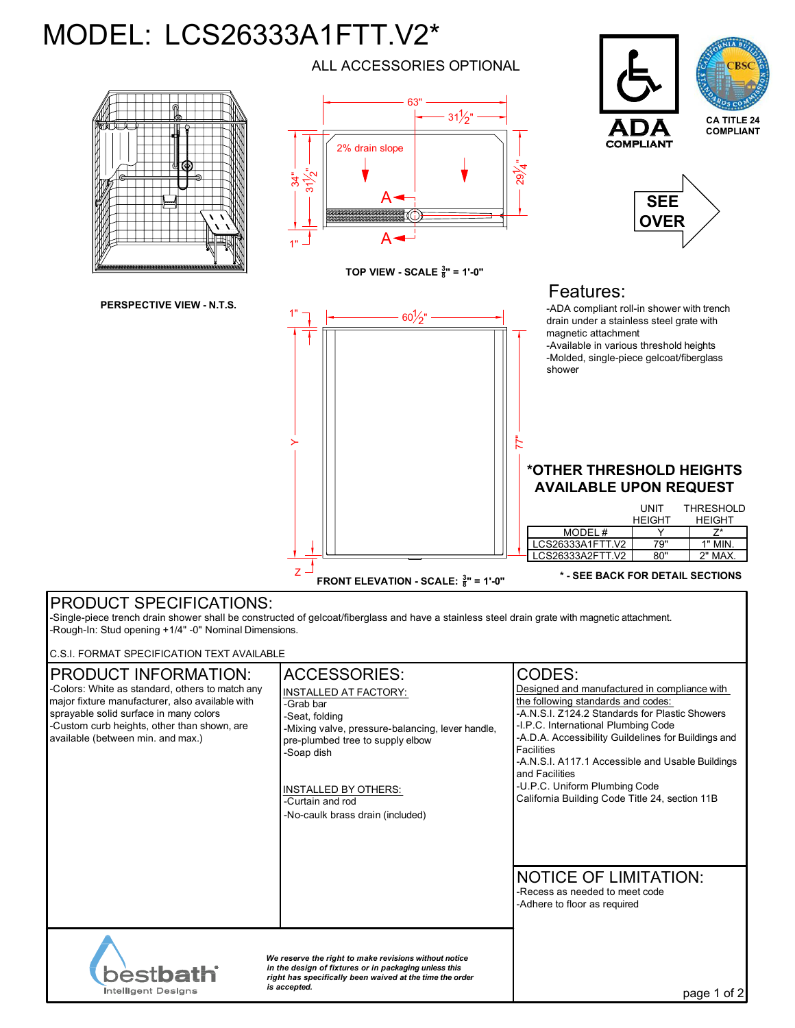# MODEL: LCS26333A1FTT.V2*

ALL ACCESSORIES OPTIONAL

PERSPECTIVE VIEW - N.T.S.

TOP VIEW - SCALE 3/8" = 1'-0"

63" 31½" 2% drain slope 34" 31½" 29¼" 1" A A

FRONT ELEVATION - SCALE: 3/8" = 1'-0"

1" 60½" Y 77" Z

ADA COMPLIANT

CA TITLE 24 COMPLIANT

SEE OVER

## Features:

- -ADA compliant roll-in shower with trench drain under a stainless steel grate with magnetic attachment
- -Available in various threshold heights
- -Molded, single-piece gelcoat/fiberglass shower

## *OTHER THRESHOLD HEIGHTS AVAILABLE UPON REQUEST

|  | UNIT HEIGHT | THRESHOLD HEIGHT |
|---|---|---|
| MODEL # | Y | Z* |
| LCS26333A1FTT.V2 | 79" | 1" MIN. |
| LCS26333A2FTT.V2 | 80" | 2" MAX. |

**\* - SEE BACK FOR DETAIL SECTIONS**

## PRODUCT SPECIFICATIONS:

-Single-piece trench drain shower shall be constructed of gelcoat/fiberglass and have a stainless steel drain grate with magnetic attachment.
-Rough-In: Stud opening +1/4" -0" Nominal Dimensions.

C.S.I. FORMAT SPECIFICATION TEXT AVAILABLE

## PRODUCT INFORMATION:

-Colors: White as standard, others to match any major fixture manufacturer, also available with sprayable solid surface in many colors
-Custom curb heights, other than shown, are available (between min. and max.)

## ACCESSORIES:

INSTALLED AT FACTORY:
-Grab bar
-Seat, folding
-Mixing valve, pressure-balancing, lever handle, pre-plumbed tree to supply elbow
-Soap dish

INSTALLED BY OTHERS:
-Curtain and rod
-No-caulk brass drain (included)

## CODES:

Designed and manufactured in compliance with the following standards and codes:
-A.N.S.I. Z124.2 Standards for Plastic Showers
-I.P.C. International Plumbing Code
-A.D.A. Accessibility Guildelines for Buildings and Facilities
-A.N.S.I. A117.1 Accessible and Usable Buildings and Facilities
-U.P.C. Uniform Plumbing Code
California Building Code Title 24, section 11B

## NOTICE OF LIMITATION:

-Recess as needed to meet code
-Adhere to floor as required

bestbath Intelligent Designs

*We reserve the right to make revisions without notice in the design of fixtures or in packaging unless this right has specifically been waived at the time the order is accepted.*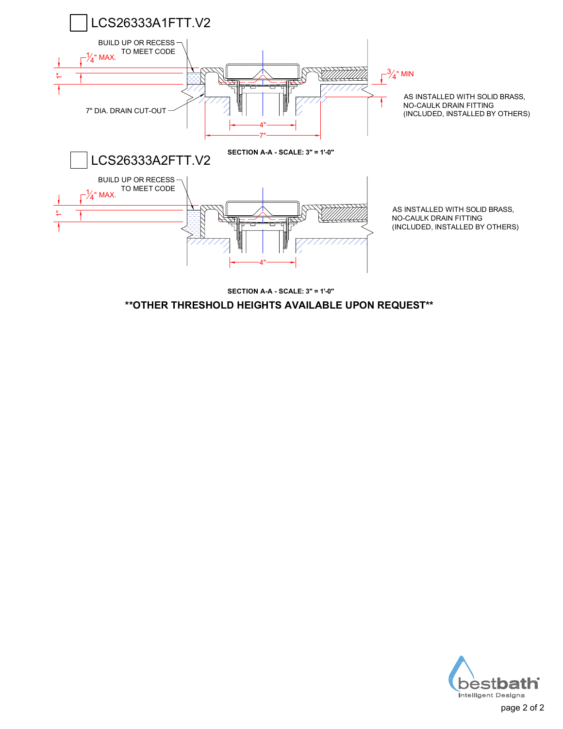☐ LCS26333A1FTT.V2

BUILD UP OR RECESS TO MEET CODE

1/4" MAX.

1"

3/4" MIN

7" DIA. DRAIN CUT-OUT

4"

7"

AS INSTALLED WITH SOLID BRASS, NO-CAULK DRAIN FITTING (INCLUDED, INSTALLED BY OTHERS)

**SECTION A-A - SCALE: 3" = 1'-0"**

☐ LCS26333A2FTT.V2

BUILD UP OR RECESS TO MEET CODE

1/4" MAX.

1"

4"

AS INSTALLED WITH SOLID BRASS, NO-CAULK DRAIN FITTING (INCLUDED, INSTALLED BY OTHERS)

**SECTION A-A - SCALE: 3" = 1'-0"**

**\*\*OTHER THRESHOLD HEIGHTS AVAILABLE UPON REQUEST\*\***

bestbath Intelligent Designs